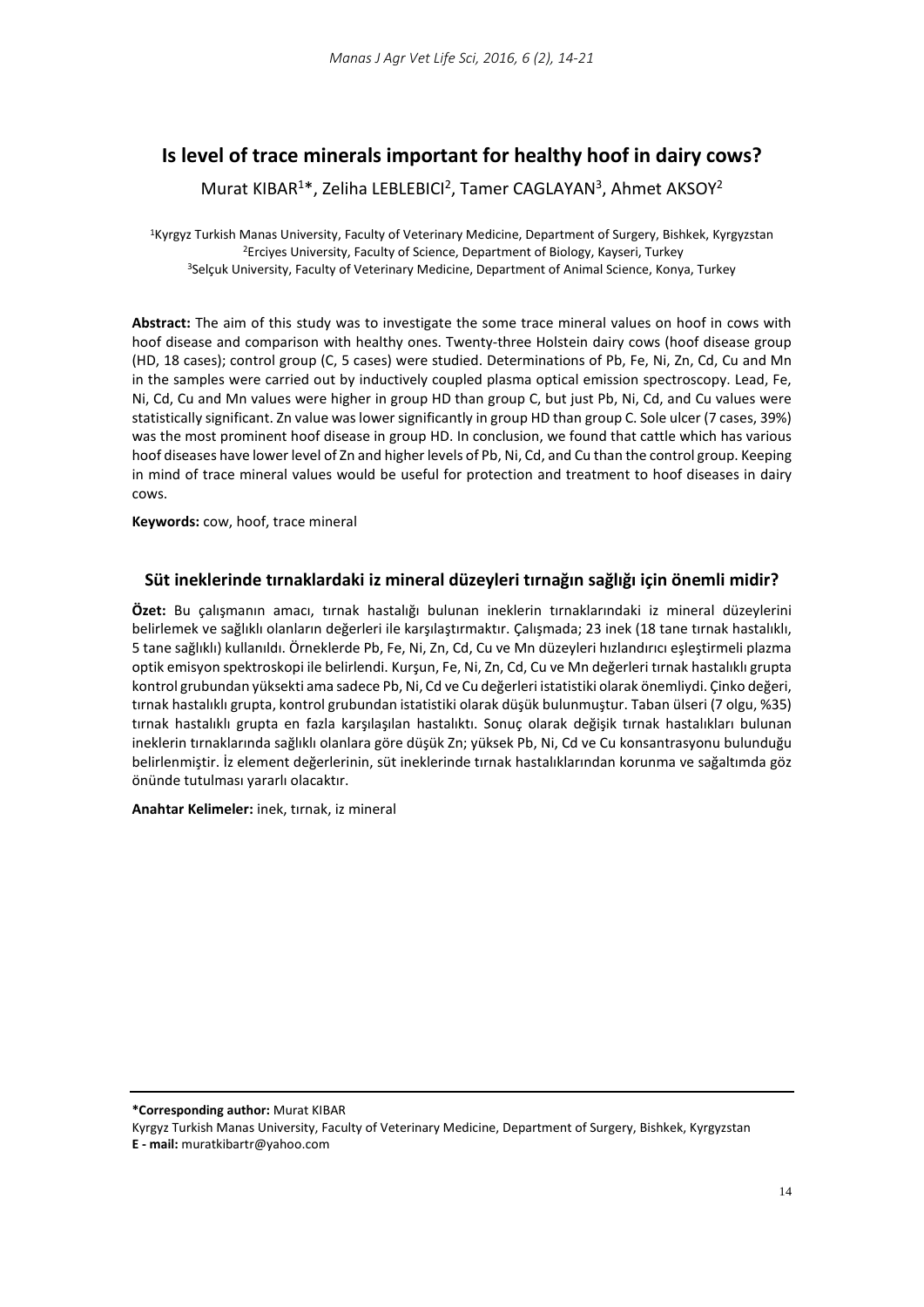# Is level of trace minerals important for healthy hoof in dairy cows?

Murat KIBAR[1]*, Zeliha LEBLEBICI[2], Tamer CAGLAYAN[3], Ahmet AKSOY[2]

[1]Kyrgyz Turkish Manas University, Faculty of Veterinary Medicine, Department of Surgery, Bishkek, Kyrgyzstan
[2]Erciyes University, Faculty of Science, Department of Biology, Kayseri, Turkey
[3]Selçuk University, Faculty of Veterinary Medicine, Department of Animal Science, Konya, Turkey

**Abstract:** The aim of this study was to investigate the some trace mineral values on hoof in cows with hoof disease and comparison with healthy ones. Twenty-three Holstein dairy cows (hoof disease group (HD, 18 cases); control group (C, 5 cases) were studied. Determinations of Pb, Fe, Ni, Zn, Cd, Cu and Mn in the samples were carried out by inductively coupled plasma optical emission spectroscopy. Lead, Fe, Ni, Cd, Cu and Mn values were higher in group HD than group C, but just Pb, Ni, Cd, and Cu values were statistically significant. Zn value was lower significantly in group HD than group C. Sole ulcer (7 cases, 39%) was the most prominent hoof disease in group HD. In conclusion, we found that cattle which has various hoof diseases have lower level of Zn and higher levels of Pb, Ni, Cd, and Cu than the control group. Keeping in mind of trace mineral values would be useful for protection and treatment to hoof diseases in dairy cows.

**Keywords:** cow, hoof, trace mineral

## Süt ineklerinde tırnaklardaki iz mineral düzeyleri tırnağın sağlığı için önemli midir?

**Özet:** Bu çalışmanın amacı, tırnak hastalığı bulunan ineklerin tırnaklarındaki iz mineral düzeylerini belirlemek ve sağlıklı olanların değerleri ile karşılaştırmaktır. Çalışmada; 23 inek (18 tane tırnak hastalıklı, 5 tane sağlıklı) kullanıldı. Örneklerde Pb, Fe, Ni, Zn, Cd, Cu ve Mn düzeyleri hızlandırıcı eşleştirmeli plazma optik emisyon spektroskopi ile belirlendi. Kurşun, Fe, Ni, Zn, Cd, Cu ve Mn değerleri tırnak hastalıklı grupta kontrol grubundan yüksekti ama sadece Pb, Ni, Cd ve Cu değerleri istatistiki olarak önemliydi. Çinko değeri, tırnak hastalıklı grupta, kontrol grubundan istatistiki olarak düşük bulunmuştur. Taban ülseri (7 olgu, %35) tırnak hastalıklı grupta en fazla karşılaşılan hastalıktı. Sonuç olarak değişik tırnak hastalıkları bulunan ineklerin tırnaklarında sağlıklı olanlara göre düşük Zn; yüksek Pb, Ni, Cd ve Cu konsantrasyonu bulunduğu belirlenmiştir. İz element değerlerinin, süt ineklerinde tırnak hastalıklarından korunma ve sağaltımda göz önünde tutulması yararlı olacaktır.

**Anahtar Kelimeler:** inek, tırnak, iz mineral

---

**\*Corresponding author:** Murat KIBAR
Kyrgyz Turkish Manas University, Faculty of Veterinary Medicine, Department of Surgery, Bishkek, Kyrgyzstan
**E - mail:** muratkibartr@yahoo.com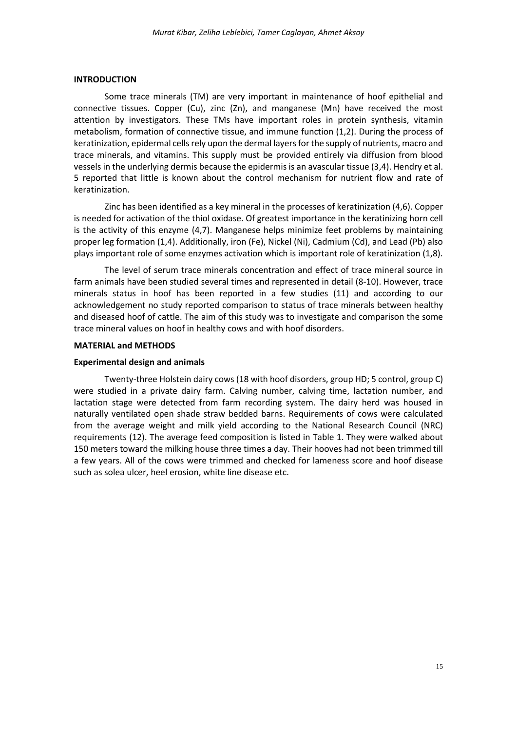## INTRODUCTION

Some trace minerals (TM) are very important in maintenance of hoof epithelial and connective tissues. Copper (Cu), zinc (Zn), and manganese (Mn) have received the most attention by investigators. These TMs have important roles in protein synthesis, vitamin metabolism, formation of connective tissue, and immune function (1,2). During the process of keratinization, epidermal cells rely upon the dermal layers for the supply of nutrients, macro and trace minerals, and vitamins. This supply must be provided entirely via diffusion from blood vessels in the underlying dermis because the epidermis is an avascular tissue (3,4). Hendry et al. 5 reported that little is known about the control mechanism for nutrient flow and rate of keratinization.

Zinc has been identified as a key mineral in the processes of keratinization (4,6). Copper is needed for activation of the thiol oxidase. Of greatest importance in the keratinizing horn cell is the activity of this enzyme (4,7). Manganese helps minimize feet problems by maintaining proper leg formation (1,4). Additionally, iron (Fe), Nickel (Ni), Cadmium (Cd), and Lead (Pb) also plays important role of some enzymes activation which is important role of keratinization (1,8).

The level of serum trace minerals concentration and effect of trace mineral source in farm animals have been studied several times and represented in detail (8-10). However, trace minerals status in hoof has been reported in a few studies (11) and according to our acknowledgement no study reported comparison to status of trace minerals between healthy and diseased hoof of cattle. The aim of this study was to investigate and comparison the some trace mineral values on hoof in healthy cows and with hoof disorders.

## MATERIAL and METHODS

### Experimental design and animals

Twenty-three Holstein dairy cows (18 with hoof disorders, group HD; 5 control, group C) were studied in a private dairy farm. Calving number, calving time, lactation number, and lactation stage were detected from farm recording system. The dairy herd was housed in naturally ventilated open shade straw bedded barns. Requirements of cows were calculated from the average weight and milk yield according to the National Research Council (NRC) requirements (12). The average feed composition is listed in Table 1. They were walked about 150 meters toward the milking house three times a day. Their hooves had not been trimmed till a few years. All of the cows were trimmed and checked for lameness score and hoof disease such as solea ulcer, heel erosion, white line disease etc.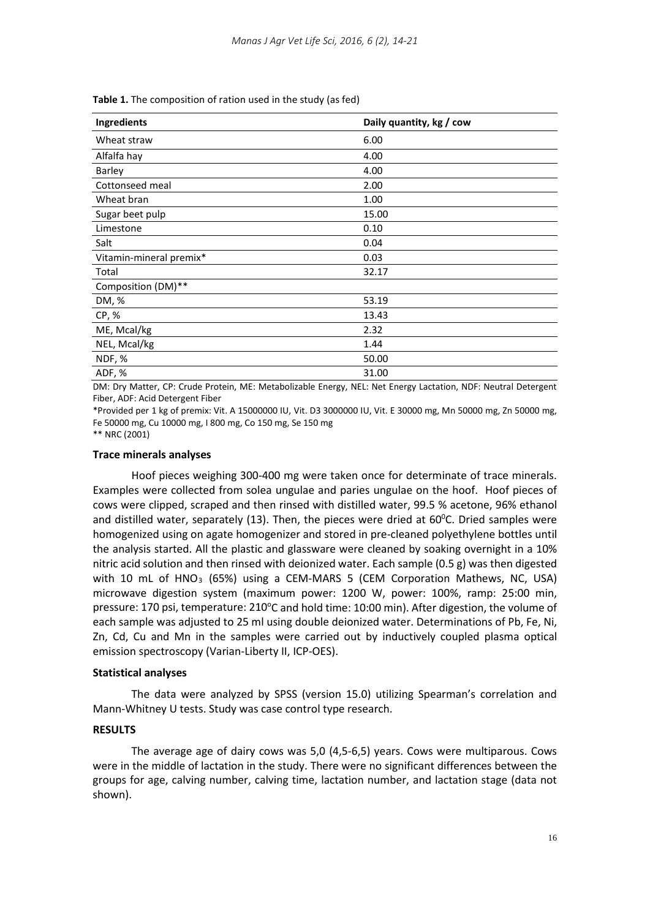**Table 1.** The composition of ration used in the study (as fed)

| Ingredients | Daily quantity, kg / cow |
|---|---|
| Wheat straw | 6.00 |
| Alfalfa hay | 4.00 |
| Barley | 4.00 |
| Cottonseed meal | 2.00 |
| Wheat bran | 1.00 |
| Sugar beet pulp | 15.00 |
| Limestone | 0.10 |
| Salt | 0.04 |
| Vitamin-mineral premix* | 0.03 |
| Total | 32.17 |
| Composition (DM)** | |
| DM, % | 53.19 |
| CP, % | 13.43 |
| ME, Mcal/kg | 2.32 |
| NEL, Mcal/kg | 1.44 |
| NDF, % | 50.00 |
| ADF, % | 31.00 |

DM: Dry Matter, CP: Crude Protein, ME: Metabolizable Energy, NEL: Net Energy Lactation, NDF: Neutral Detergent Fiber, ADF: Acid Detergent Fiber

*Provided per 1 kg of premix: Vit. A 15000000 IU, Vit. D3 3000000 IU, Vit. E 30000 mg, Mn 50000 mg, Zn 50000 mg, Fe 50000 mg, Cu 10000 mg, I 800 mg, Co 150 mg, Se 150 mg

** NRC (2001)

### Trace minerals analyses

Hoof pieces weighing 300-400 mg were taken once for determinate of trace minerals. Examples were collected from solea ungulae and paries ungulae on the hoof. Hoof pieces of cows were clipped, scraped and then rinsed with distilled water, 99.5 % acetone, 96% ethanol and distilled water, separately (13). Then, the pieces were dried at 60°C. Dried samples were homogenized using on agate homogenizer and stored in pre-cleaned polyethylene bottles until the analysis started. All the plastic and glassware were cleaned by soaking overnight in a 10% nitric acid solution and then rinsed with deionized water. Each sample (0.5 g) was then digested with 10 mL of $HNO_3$ (65%) using a CEM-MARS 5 (CEM Corporation Mathews, NC, USA) microwave digestion system (maximum power: 1200 W, power: 100%, ramp: 25:00 min, pressure: 170 psi, temperature: 210°C and hold time: 10:00 min). After digestion, the volume of each sample was adjusted to 25 ml using double deionized water. Determinations of Pb, Fe, Ni, Zn, Cd, Cu and Mn in the samples were carried out by inductively coupled plasma optical emission spectroscopy (Varian-Liberty II, ICP-OES).

### Statistical analyses

The data were analyzed by SPSS (version 15.0) utilizing Spearman's correlation and Mann-Whitney U tests. Study was case control type research.

### RESULTS

The average age of dairy cows was 5,0 (4,5-6,5) years. Cows were multiparous. Cows were in the middle of lactation in the study. There were no significant differences between the groups for age, calving number, calving time, lactation number, and lactation stage (data not shown).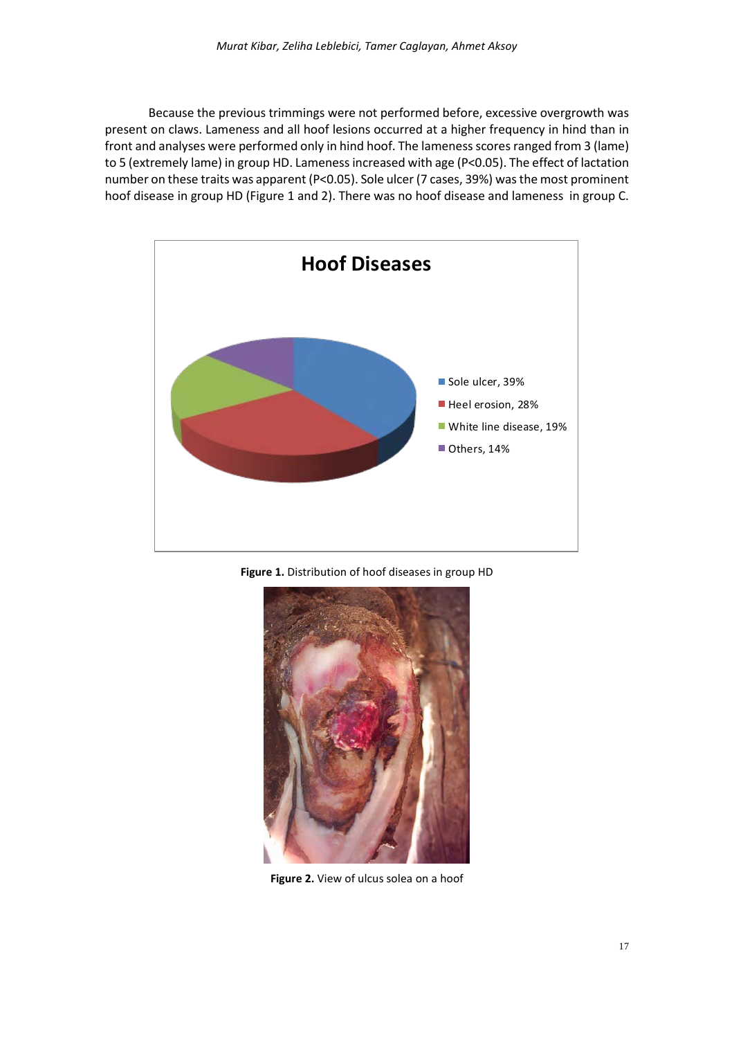Because the previous trimmings were not performed before, excessive overgrowth was present on claws. Lameness and all hoof lesions occurred at a higher frequency in hind than in front and analyses were performed only in hind hoof. The lameness scores ranged from 3 (lame) to 5 (extremely lame) in group HD. Lameness increased with age ($P<0.05$). The effect of lactation number on these traits was apparent ($P<0.05$). Sole ulcer (7 cases, 39%) was the most prominent hoof disease in group HD (Figure 1 and 2). There was no hoof disease and lameness in group C.

**Hoof Diseases**

- Sole ulcer, 39%
- Heel erosion, 28%
- White line disease, 19%
- Others, 14%

**Figure 1.** Distribution of hoof diseases in group HD

**Figure 2.** View of ulcus solea on a hoof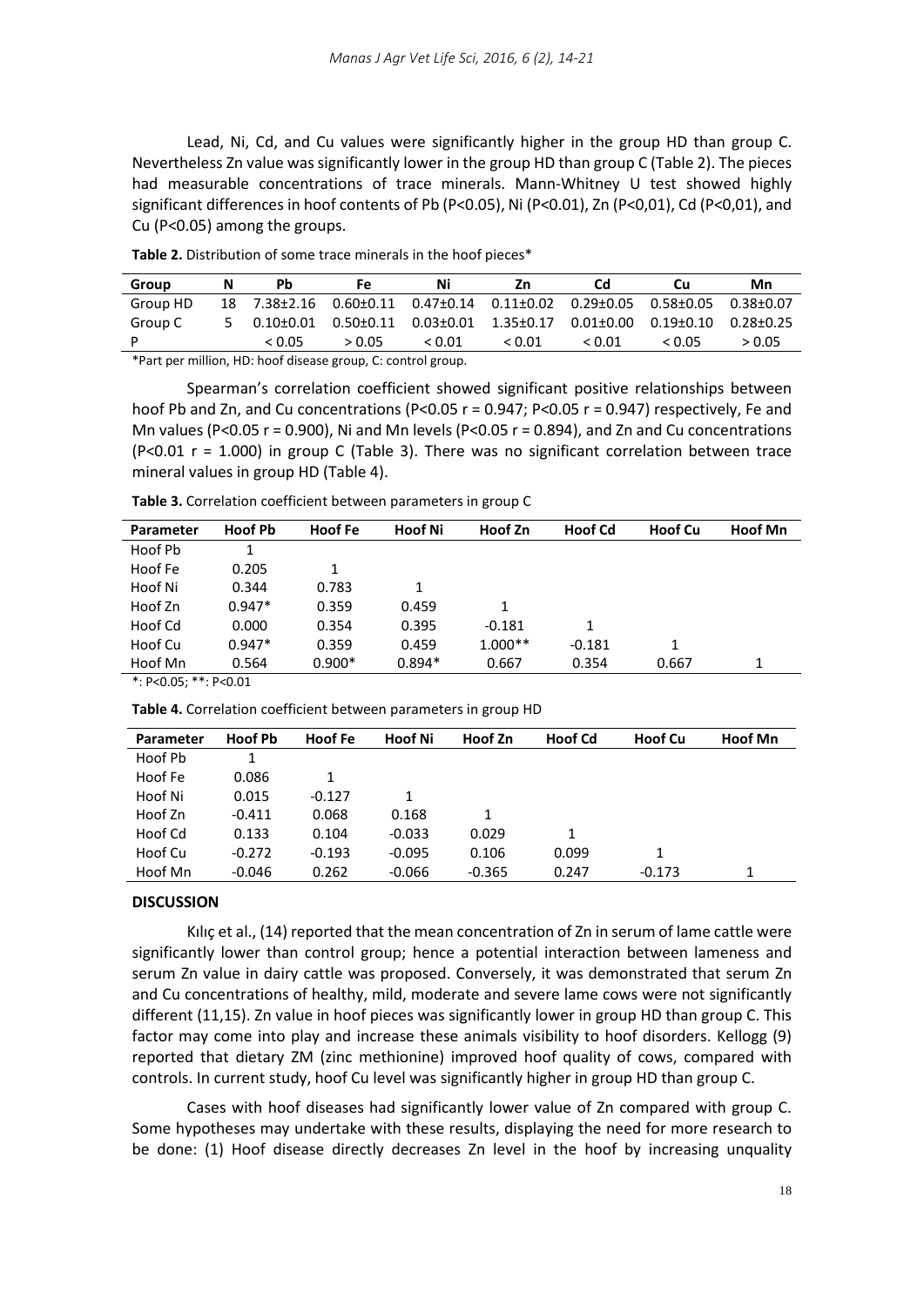Lead, Ni, Cd, and Cu values were significantly higher in the group HD than group C. Nevertheless Zn value was significantly lower in the group HD than group C (Table 2). The pieces had measurable concentrations of trace minerals. Mann-Whitney U test showed highly significant differences in hoof contents of Pb ($P<0.05$), Ni ($P<0.01$), Zn ($P<0,01$), Cd ($P<0,01$), and Cu ($P<0.05$) among the groups.

**Table 2.** Distribution of some trace minerals in the hoof pieces*

| Group | N | Pb | Fe | Ni | Zn | Cd | Cu | Mn |
|---|---|---|---|---|---|---|---|---|
| Group HD | 18 | 7.38±2.16 | 0.60±0.11 | 0.47±0.14 | 0.11±0.02 | 0.29±0.05 | 0.58±0.05 | 0.38±0.07 |
| Group C | 5 | 0.10±0.01 | 0.50±0.11 | 0.03±0.01 | 1.35±0.17 | 0.01±0.00 | 0.19±0.10 | 0.28±0.25 |
| P | | < 0.05 | > 0.05 | < 0.01 | < 0.01 | < 0.01 | < 0.05 | > 0.05 |

*Part per million, HD: hoof disease group, C: control group.

Spearman's correlation coefficient showed significant positive relationships between hoof Pb and Zn, and Cu concentrations ($P<0.05$ $r = 0.947$; $P<0.05$ $r = 0.947$) respectively, Fe and Mn values ($P<0.05$ $r = 0.900$), Ni and Mn levels ($P<0.05$ $r = 0.894$), and Zn and Cu concentrations ($P<0.01$ $r = 1.000$) in group C (Table 3). There was no significant correlation between trace mineral values in group HD (Table 4).

**Table 3.** Correlation coefficient between parameters in group C

| Parameter | Hoof Pb | Hoof Fe | Hoof Ni | Hoof Zn | Hoof Cd | Hoof Cu | Hoof Mn |
|---|---|---|---|---|---|---|---|
| Hoof Pb | 1 | | | | | | |
| Hoof Fe | 0.205 | 1 | | | | | |
| Hoof Ni | 0.344 | 0.783 | 1 | | | | |
| Hoof Zn | 0.947* | 0.359 | 0.459 | 1 | | | |
| Hoof Cd | 0.000 | 0.354 | 0.395 | -0.181 | 1 | | |
| Hoof Cu | 0.947* | 0.359 | 0.459 | 1.000** | -0.181 | 1 | |
| Hoof Mn | 0.564 | 0.900* | 0.894* | 0.667 | 0.354 | 0.667 | 1 |

*: $P<0.05$; **: $P<0.01$

**Table 4.** Correlation coefficient between parameters in group HD

| Parameter | Hoof Pb | Hoof Fe | Hoof Ni | Hoof Zn | Hoof Cd | Hoof Cu | Hoof Mn |
|---|---|---|---|---|---|---|---|
| Hoof Pb | 1 | | | | | | |
| Hoof Fe | 0.086 | 1 | | | | | |
| Hoof Ni | 0.015 | -0.127 | 1 | | | | |
| Hoof Zn | -0.411 | 0.068 | 0.168 | 1 | | | |
| Hoof Cd | 0.133 | 0.104 | -0.033 | 0.029 | 1 | | |
| Hoof Cu | -0.272 | -0.193 | -0.095 | 0.106 | 0.099 | 1 | |
| Hoof Mn | -0.046 | 0.262 | -0.066 | -0.365 | 0.247 | -0.173 | 1 |

## DISCUSSION

Kılıç et al., (14) reported that the mean concentration of Zn in serum of lame cattle were significantly lower than control group; hence a potential interaction between lameness and serum Zn value in dairy cattle was proposed. Conversely, it was demonstrated that serum Zn and Cu concentrations of healthy, mild, moderate and severe lame cows were not significantly different (11,15). Zn value in hoof pieces was significantly lower in group HD than group C. This factor may come into play and increase these animals visibility to hoof disorders. Kellogg (9) reported that dietary ZM (zinc methionine) improved hoof quality of cows, compared with controls. In current study, hoof Cu level was significantly higher in group HD than group C.

Cases with hoof diseases had significantly lower value of Zn compared with group C. Some hypotheses may undertake with these results, displaying the need for more research to be done: (1) Hoof disease directly decreases Zn level in the hoof by increasing unquality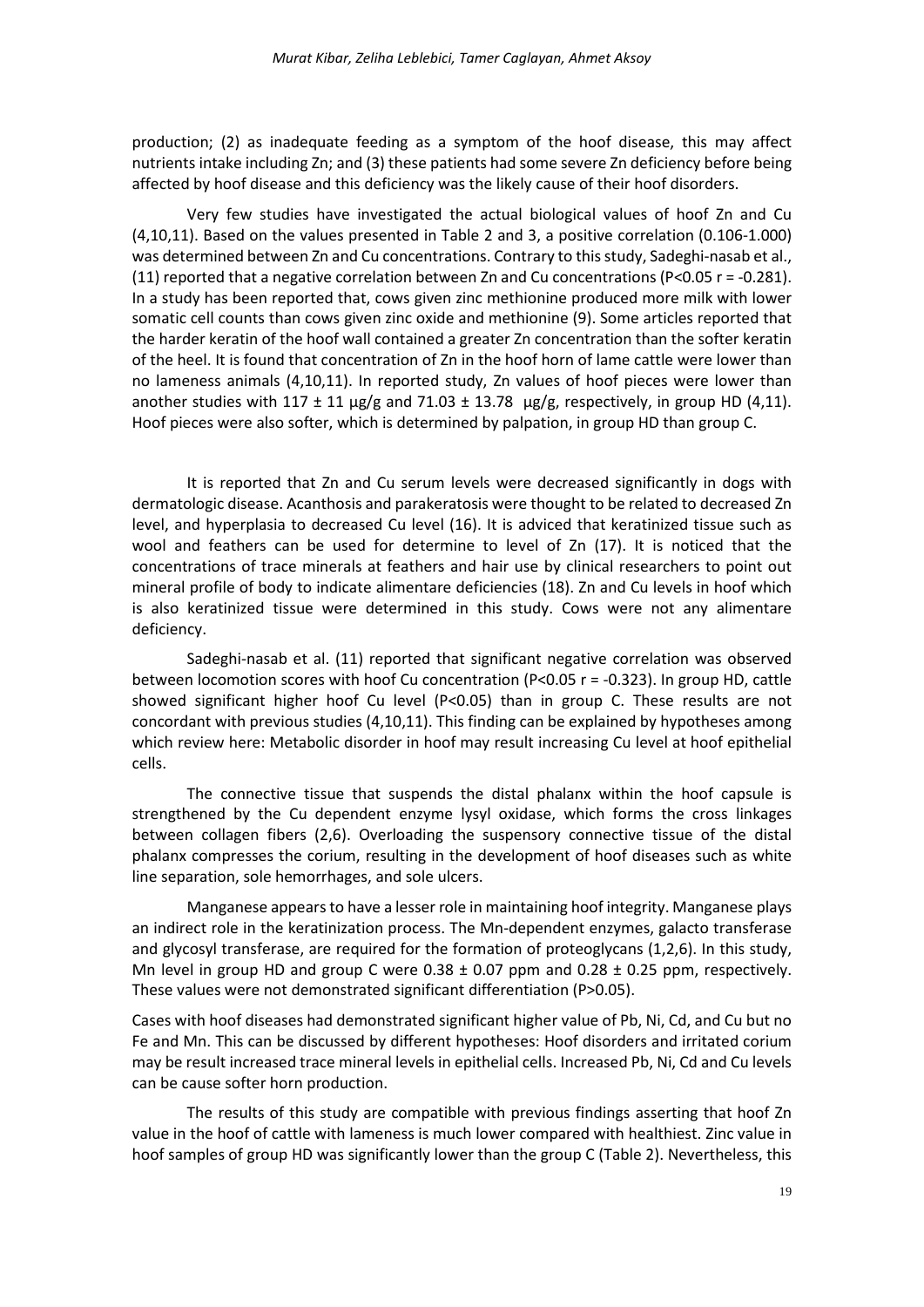production; (2) as inadequate feeding as a symptom of the hoof disease, this may affect nutrients intake including Zn; and (3) these patients had some severe Zn deficiency before being affected by hoof disease and this deficiency was the likely cause of their hoof disorders.

Very few studies have investigated the actual biological values of hoof Zn and Cu (4,10,11). Based on the values presented in Table 2 and 3, a positive correlation (0.106-1.000) was determined between Zn and Cu concentrations. Contrary to this study, Sadeghi-nasab et al., (11) reported that a negative correlation between Zn and Cu concentrations ($P<0.05$ $r = -0.281$). In a study has been reported that, cows given zinc methionine produced more milk with lower somatic cell counts than cows given zinc oxide and methionine (9). Some articles reported that the harder keratin of the hoof wall contained a greater Zn concentration than the softer keratin of the heel. It is found that concentration of Zn in the hoof horn of lame cattle were lower than no lameness animals (4,10,11). In reported study, Zn values of hoof pieces were lower than another studies with $117 \pm 11$ µg/g and $71.03 \pm 13.78$ µg/g, respectively, in group HD (4,11). Hoof pieces were also softer, which is determined by palpation, in group HD than group C.

It is reported that Zn and Cu serum levels were decreased significantly in dogs with dermatologic disease. Acanthosis and parakeratosis were thought to be related to decreased Zn level, and hyperplasia to decreased Cu level (16). It is adviced that keratinized tissue such as wool and feathers can be used for determine to level of Zn (17). It is noticed that the concentrations of trace minerals at feathers and hair use by clinical researchers to point out mineral profile of body to indicate alimentare deficiencies (18). Zn and Cu levels in hoof which is also keratinized tissue were determined in this study. Cows were not any alimentare deficiency.

Sadeghi-nasab et al. (11) reported that significant negative correlation was observed between locomotion scores with hoof Cu concentration ($P<0.05$ $r = -0.323$). In group HD, cattle showed significant higher hoof Cu level ($P<0.05$) than in group C. These results are not concordant with previous studies (4,10,11). This finding can be explained by hypotheses among which review here: Metabolic disorder in hoof may result increasing Cu level at hoof epithelial cells.

The connective tissue that suspends the distal phalanx within the hoof capsule is strengthened by the Cu dependent enzyme lysyl oxidase, which forms the cross linkages between collagen fibers (2,6). Overloading the suspensory connective tissue of the distal phalanx compresses the corium, resulting in the development of hoof diseases such as white line separation, sole hemorrhages, and sole ulcers.

Manganese appears to have a lesser role in maintaining hoof integrity. Manganese plays an indirect role in the keratinization process. The Mn-dependent enzymes, galacto transferase and glycosyl transferase, are required for the formation of proteoglycans (1,2,6). In this study, Mn level in group HD and group C were $0.38 \pm 0.07$ ppm and $0.28 \pm 0.25$ ppm, respectively. These values were not demonstrated significant differentiation ($P>0.05$).

Cases with hoof diseases had demonstrated significant higher value of Pb, Ni, Cd, and Cu but no Fe and Mn. This can be discussed by different hypotheses: Hoof disorders and irritated corium may be result increased trace mineral levels in epithelial cells. Increased Pb, Ni, Cd and Cu levels can be cause softer horn production.

The results of this study are compatible with previous findings asserting that hoof Zn value in the hoof of cattle with lameness is much lower compared with healthiest. Zinc value in hoof samples of group HD was significantly lower than the group C (Table 2). Nevertheless, this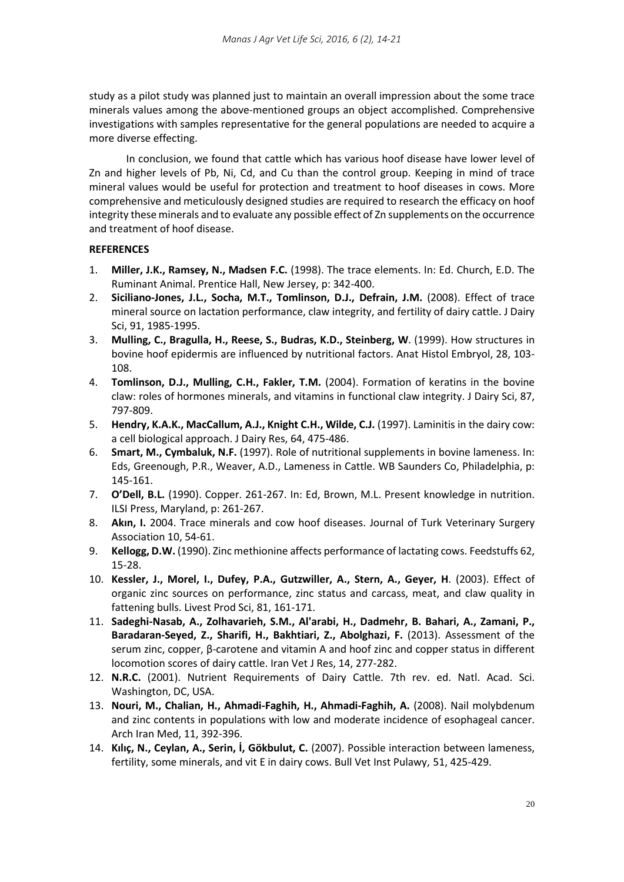study as a pilot study was planned just to maintain an overall impression about the some trace minerals values among the above-mentioned groups an object accomplished. Comprehensive investigations with samples representative for the general populations are needed to acquire a more diverse effecting.

In conclusion, we found that cattle which has various hoof disease have lower level of Zn and higher levels of Pb, Ni, Cd, and Cu than the control group. Keeping in mind of trace mineral values would be useful for protection and treatment to hoof diseases in cows. More comprehensive and meticulously designed studies are required to research the efficacy on hoof integrity these minerals and to evaluate any possible effect of Zn supplements on the occurrence and treatment of hoof disease.

**REFERENCES**

1. **Miller, J.K., Ramsey, N., Madsen F.C.** (1998). The trace elements. In: Ed. Church, E.D. The Ruminant Animal. Prentice Hall, New Jersey, p: 342-400.
2. **Siciliano-Jones, J.L., Socha, M.T., Tomlinson, D.J., Defrain, J.M.** (2008). Effect of trace mineral source on lactation performance, claw integrity, and fertility of dairy cattle. J Dairy Sci, 91, 1985-1995.
3. **Mulling, C., Bragulla, H., Reese, S., Budras, K.D., Steinberg, W**. (1999). How structures in bovine hoof epidermis are influenced by nutritional factors. Anat Histol Embryol, 28, 103-108.
4. **Tomlinson, D.J., Mulling, C.H., Fakler, T.M.** (2004). Formation of keratins in the bovine claw: roles of hormones minerals, and vitamins in functional claw integrity. J Dairy Sci, 87, 797-809.
5. **Hendry, K.A.K., MacCallum, A.J., Knight C.H., Wilde, C.J.** (1997). Laminitis in the dairy cow: a cell biological approach. J Dairy Res, 64, 475-486.
6. **Smart, M., Cymbaluk, N.F.** (1997). Role of nutritional supplements in bovine lameness. In: Eds, Greenough, P.R., Weaver, A.D., Lameness in Cattle. WB Saunders Co, Philadelphia, p: 145-161.
7. **O'Dell, B.L.** (1990). Copper. 261-267. In: Ed, Brown, M.L. Present knowledge in nutrition. ILSI Press, Maryland, p: 261-267.
8. **Akın, I.** 2004. Trace minerals and cow hoof diseases. Journal of Turk Veterinary Surgery Association 10, 54-61.
9. **Kellogg, D.W.** (1990). Zinc methionine affects performance of lactating cows. Feedstuffs 62, 15-28.
10. **Kessler, J., Morel, I., Dufey, P.A., Gutzwiller, A., Stern, A., Geyer, H**. (2003). Effect of organic zinc sources on performance, zinc status and carcass, meat, and claw quality in fattening bulls. Livest Prod Sci, 81, 161-171.
11. **Sadeghi-Nasab, A., Zolhavarieh, S.M., Al'arabi, H., Dadmehr, B. Bahari, A., Zamani, P., Baradaran-Seyed, Z., Sharifi, H., Bakhtiari, Z., Abolghazi, F.** (2013). Assessment of the serum zinc, copper, β-carotene and vitamin A and hoof zinc and copper status in different locomotion scores of dairy cattle. Iran Vet J Res, 14, 277-282.
12. **N.R.C.** (2001). Nutrient Requirements of Dairy Cattle. 7th rev. ed. Natl. Acad. Sci. Washington, DC, USA.
13. **Nouri, M., Chalian, H., Ahmadi-Faghih, H., Ahmadi-Faghih, A.** (2008). Nail molybdenum and zinc contents in populations with low and moderate incidence of esophageal cancer. Arch Iran Med, 11, 392-396.
14. **Kılıç, N., Ceylan, A., Serin, İ, Gökbulut, C.** (2007). Possible interaction between lameness, fertility, some minerals, and vit E in dairy cows. Bull Vet Inst Pulawy, 51, 425-429.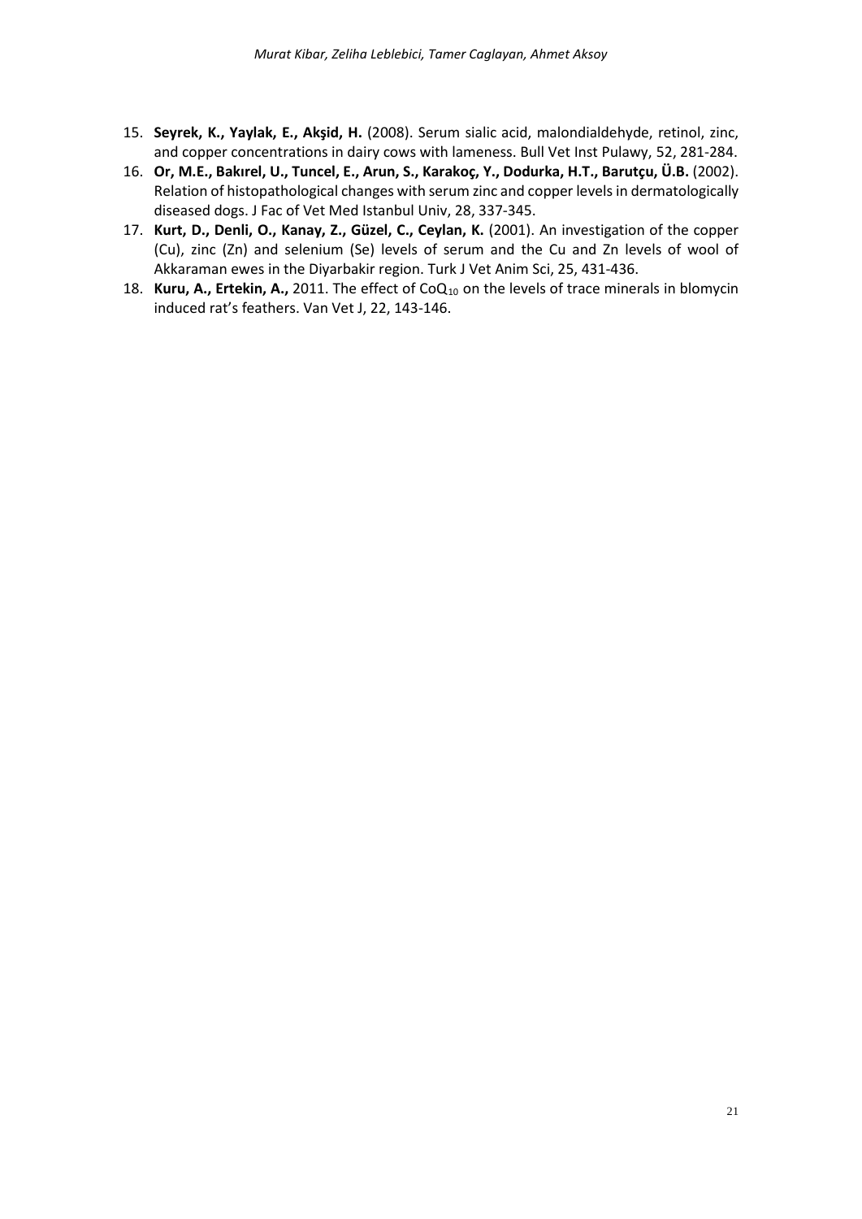15. **Seyrek, K., Yaylak, E., Akşid, H.** (2008). Serum sialic acid, malondialdehyde, retinol, zinc, and copper concentrations in dairy cows with lameness. Bull Vet Inst Pulawy, 52, 281-284.
16. **Or, M.E., Bakırel, U., Tuncel, E., Arun, S., Karakoç, Y., Dodurka, H.T., Barutçu, Ü.B.** (2002). Relation of histopathological changes with serum zinc and copper levels in dermatologically diseased dogs. J Fac of Vet Med Istanbul Univ, 28, 337-345.
17. **Kurt, D., Denli, O., Kanay, Z., Güzel, C., Ceylan, K.** (2001). An investigation of the copper (Cu), zinc (Zn) and selenium (Se) levels of serum and the Cu and Zn levels of wool of Akkaraman ewes in the Diyarbakir region. Turk J Vet Anim Sci, 25, 431-436.
18. **Kuru, A., Ertekin, A.,** 2011. The effect of $CoQ_{10}$ on the levels of trace minerals in blomycin induced rat's feathers. Van Vet J, 22, 143-146.